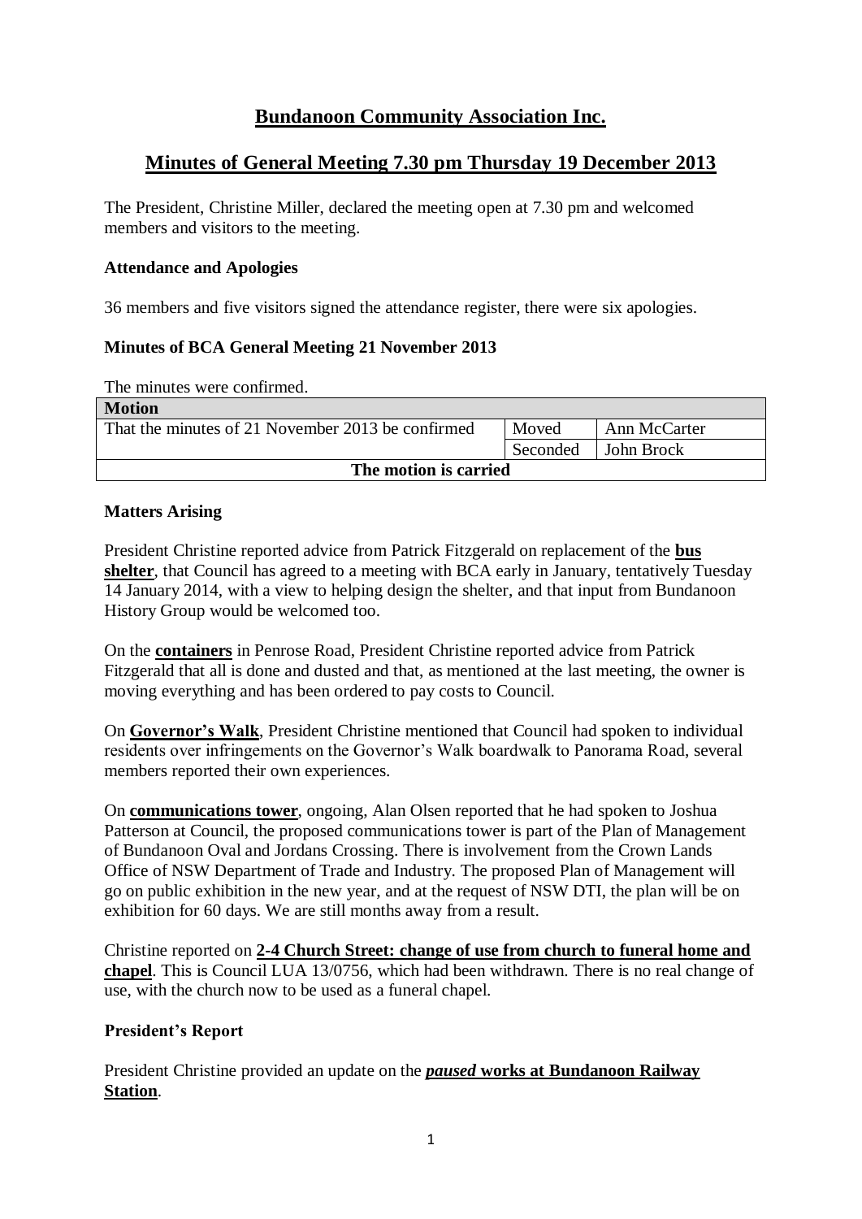# Bundanoon Community Association Inc.

## Minutes of General Meeting 7.30 pm Thursday 19 December 2013

The President, Christine Miller, declared the meeting open at 7.30 pm and welcomed members and visitors to the meeting.

### Attendance and Apologies

36 members and five visitors signed the attendance register, there were six apologies.

### Minutes of BCA General Meeting 21 November 2013

The minutes were confirmed.

| Motion | | |
|---|---|---|
| That the minutes of 21 November 2013 be confirmed | Moved | Ann McCarter |
| | Seconded | John Brock |
| **The motion is carried** | | |

### Matters Arising

President Christine reported advice from Patrick Fitzgerald on replacement of the **bus shelter**, that Council has agreed to a meeting with BCA early in January, tentatively Tuesday 14 January 2014, with a view to helping design the shelter, and that input from Bundanoon History Group would be welcomed too.

On the **containers** in Penrose Road, President Christine reported advice from Patrick Fitzgerald that all is done and dusted and that, as mentioned at the last meeting, the owner is moving everything and has been ordered to pay costs to Council.

On **Governor's Walk**, President Christine mentioned that Council had spoken to individual residents over infringements on the Governor's Walk boardwalk to Panorama Road, several members reported their own experiences.

On **communications tower**, ongoing, Alan Olsen reported that he had spoken to Joshua Patterson at Council, the proposed communications tower is part of the Plan of Management of Bundanoon Oval and Jordans Crossing. There is involvement from the Crown Lands Office of NSW Department of Trade and Industry. The proposed Plan of Management will go on public exhibition in the new year, and at the request of NSW DTI, the plan will be on exhibition for 60 days. We are still months away from a result.

Christine reported on **2-4 Church Street: change of use from church to funeral home and chapel**. This is Council LUA 13/0756, which had been withdrawn. There is no real change of use, with the church now to be used as a funeral chapel.

### President's Report

President Christine provided an update on the ***paused*** **works at Bundanoon Railway Station**.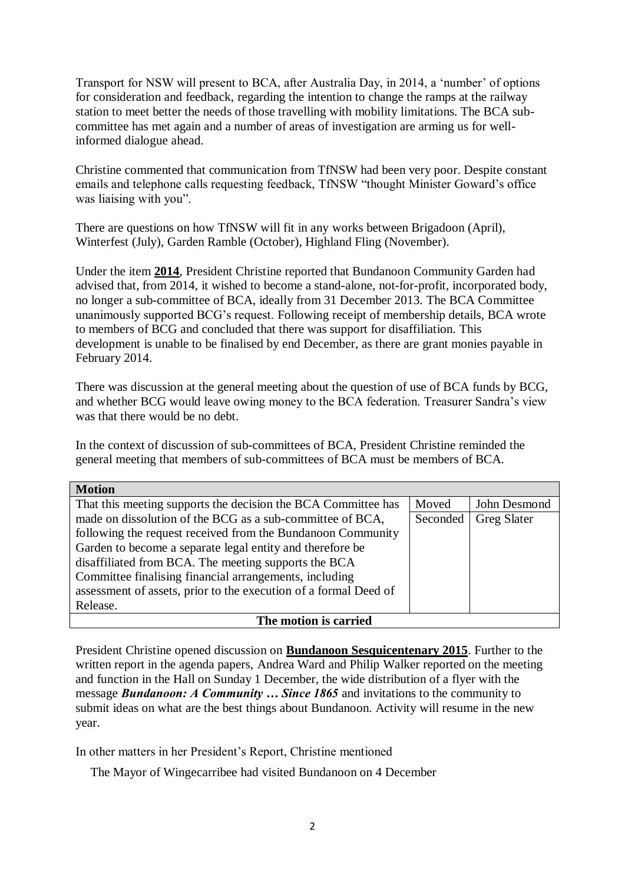Transport for NSW will present to BCA, after Australia Day, in 2014, a 'number' of options for consideration and feedback, regarding the intention to change the ramps at the railway station to meet better the needs of those travelling with mobility limitations. The BCA sub-committee has met again and a number of areas of investigation are arming us for well-informed dialogue ahead.

Christine commented that communication from TfNSW had been very poor. Despite constant emails and telephone calls requesting feedback, TfNSW "thought Minister Goward's office was liaising with you".

There are questions on how TfNSW will fit in any works between Brigadoon (April), Winterfest (July), Garden Ramble (October), Highland Fling (November).

Under the item **2014**, President Christine reported that Bundanoon Community Garden had advised that, from 2014, it wished to become a stand-alone, not-for-profit, incorporated body, no longer a sub-committee of BCA, ideally from 31 December 2013. The BCA Committee unanimously supported BCG's request. Following receipt of membership details, BCA wrote to members of BCG and concluded that there was support for disaffiliation. This development is unable to be finalised by end December, as there are grant monies payable in February 2014.

There was discussion at the general meeting about the question of use of BCA funds by BCG, and whether BCG would leave owing money to the BCA federation. Treasurer Sandra's view was that there would be no debt.

In the context of discussion of sub-committees of BCA, President Christine reminded the general meeting that members of sub-committees of BCA must be members of BCA.

| **Motion** | | |
|---|---|---|
| That this meeting supports the decision the BCA Committee has made on dissolution of the BCG as a sub-committee of BCA, following the request received from the Bundanoon Community Garden to become a separate legal entity and therefore be disaffiliated from BCA. The meeting supports the BCA Committee finalising financial arrangements, including assessment of assets, prior to the execution of a formal Deed of Release. | Moved<br>Seconded | John Desmond<br>Greg Slater |
| **The motion is carried** | | |

President Christine opened discussion on **Bundanoon Sesquicentenary 2015**. Further to the written report in the agenda papers, Andrea Ward and Philip Walker reported on the meeting and function in the Hall on Sunday 1 December, the wide distribution of a flyer with the message ***Bundanoon: A Community … Since 1865*** and invitations to the community to submit ideas on what are the best things about Bundanoon. Activity will resume in the new year.

In other matters in her President's Report, Christine mentioned

The Mayor of Wingecarribee had visited Bundanoon on 4 December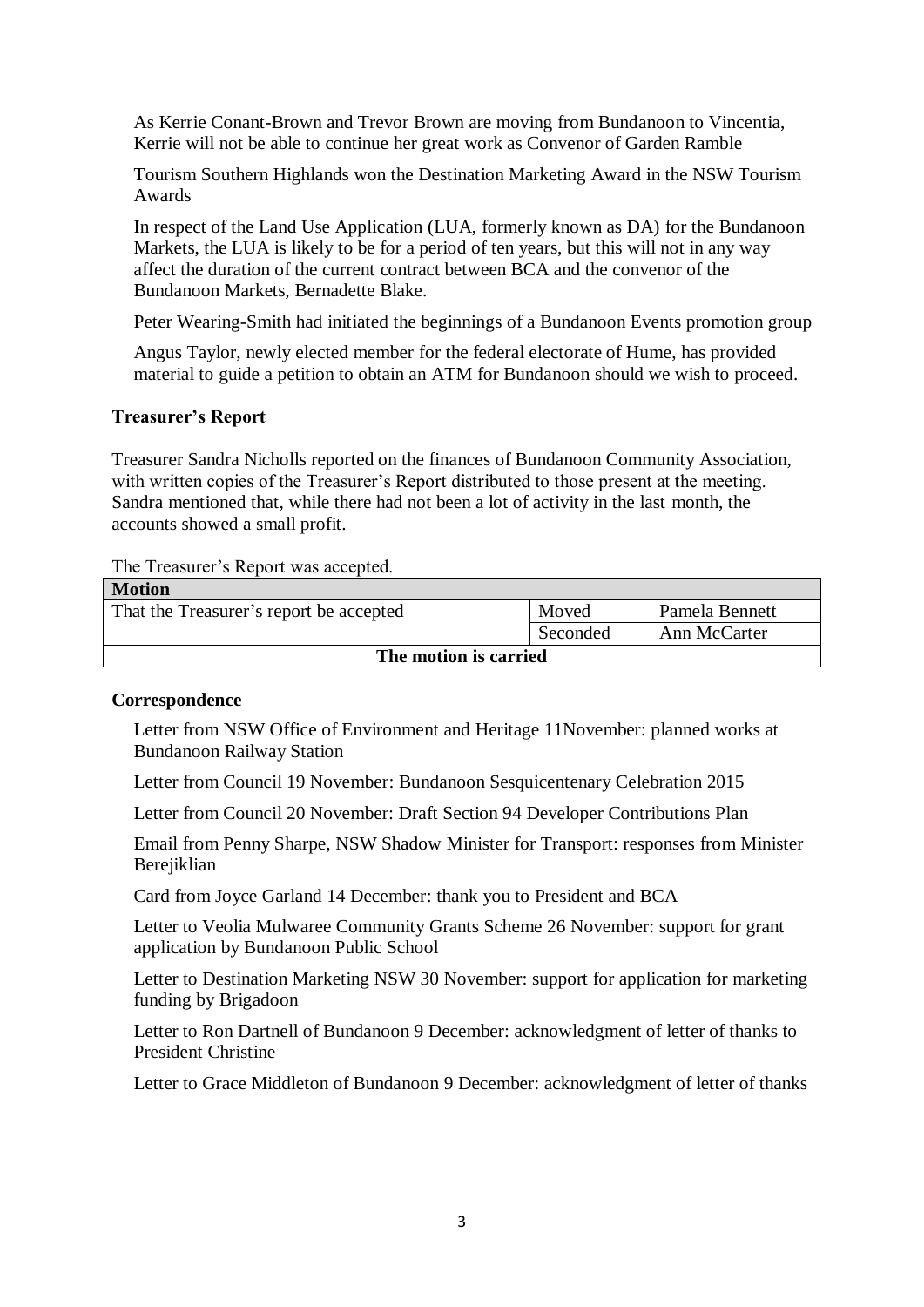As Kerrie Conant-Brown and Trevor Brown are moving from Bundanoon to Vincentia, Kerrie will not be able to continue her great work as Convenor of Garden Ramble

Tourism Southern Highlands won the Destination Marketing Award in the NSW Tourism Awards

In respect of the Land Use Application (LUA, formerly known as DA) for the Bundanoon Markets, the LUA is likely to be for a period of ten years, but this will not in any way affect the duration of the current contract between BCA and the convenor of the Bundanoon Markets, Bernadette Blake.

Peter Wearing-Smith had initiated the beginnings of a Bundanoon Events promotion group

Angus Taylor, newly elected member for the federal electorate of Hume, has provided material to guide a petition to obtain an ATM for Bundanoon should we wish to proceed.

### Treasurer's Report

Treasurer Sandra Nicholls reported on the finances of Bundanoon Community Association, with written copies of the Treasurer's Report distributed to those present at the meeting. Sandra mentioned that, while there had not been a lot of activity in the last month, the accounts showed a small profit.

The Treasurer's Report was accepted.

| **Motion** | | |
|---|---|---|
| That the Treasurer's report be accepted | Moved | Pamela Bennett |
| | Seconded | Ann McCarter |
| **The motion is carried** | | |

### Correspondence

Letter from NSW Office of Environment and Heritage 11November: planned works at Bundanoon Railway Station

Letter from Council 19 November: Bundanoon Sesquicentenary Celebration 2015

Letter from Council 20 November: Draft Section 94 Developer Contributions Plan

Email from Penny Sharpe, NSW Shadow Minister for Transport: responses from Minister Berejiklian

Card from Joyce Garland 14 December: thank you to President and BCA

Letter to Veolia Mulwaree Community Grants Scheme 26 November: support for grant application by Bundanoon Public School

Letter to Destination Marketing NSW 30 November: support for application for marketing funding by Brigadoon

Letter to Ron Dartnell of Bundanoon 9 December: acknowledgment of letter of thanks to President Christine

Letter to Grace Middleton of Bundanoon 9 December: acknowledgment of letter of thanks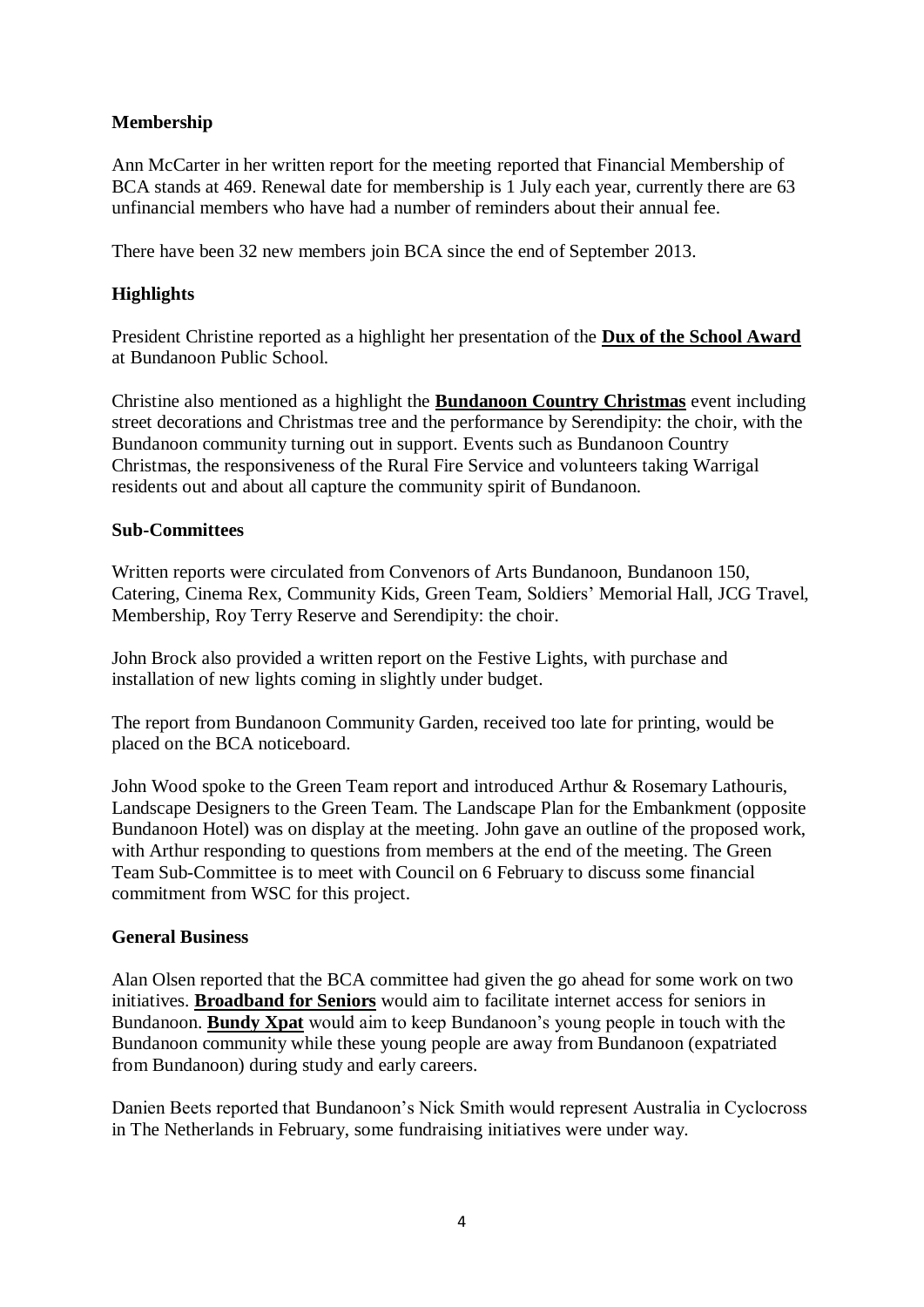### Membership

Ann McCarter in her written report for the meeting reported that Financial Membership of BCA stands at 469. Renewal date for membership is 1 July each year, currently there are 63 unfinancial members who have had a number of reminders about their annual fee.

There have been 32 new members join BCA since the end of September 2013.

### Highlights

President Christine reported as a highlight her presentation of the **Dux of the School Award** at Bundanoon Public School.

Christine also mentioned as a highlight the **Bundanoon Country Christmas** event including street decorations and Christmas tree and the performance by Serendipity: the choir, with the Bundanoon community turning out in support. Events such as Bundanoon Country Christmas, the responsiveness of the Rural Fire Service and volunteers taking Warrigal residents out and about all capture the community spirit of Bundanoon.

### Sub-Committees

Written reports were circulated from Convenors of Arts Bundanoon, Bundanoon 150, Catering, Cinema Rex, Community Kids, Green Team, Soldiers' Memorial Hall, JCG Travel, Membership, Roy Terry Reserve and Serendipity: the choir.

John Brock also provided a written report on the Festive Lights, with purchase and installation of new lights coming in slightly under budget.

The report from Bundanoon Community Garden, received too late for printing, would be placed on the BCA noticeboard.

John Wood spoke to the Green Team report and introduced Arthur & Rosemary Lathouris, Landscape Designers to the Green Team. The Landscape Plan for the Embankment (opposite Bundanoon Hotel) was on display at the meeting. John gave an outline of the proposed work, with Arthur responding to questions from members at the end of the meeting. The Green Team Sub-Committee is to meet with Council on 6 February to discuss some financial commitment from WSC for this project.

### General Business

Alan Olsen reported that the BCA committee had given the go ahead for some work on two initiatives. **Broadband for Seniors** would aim to facilitate internet access for seniors in Bundanoon. **Bundy Xpat** would aim to keep Bundanoon's young people in touch with the Bundanoon community while these young people are away from Bundanoon (expatriated from Bundanoon) during study and early careers.

Danien Beets reported that Bundanoon's Nick Smith would represent Australia in Cyclocross in The Netherlands in February, some fundraising initiatives were under way.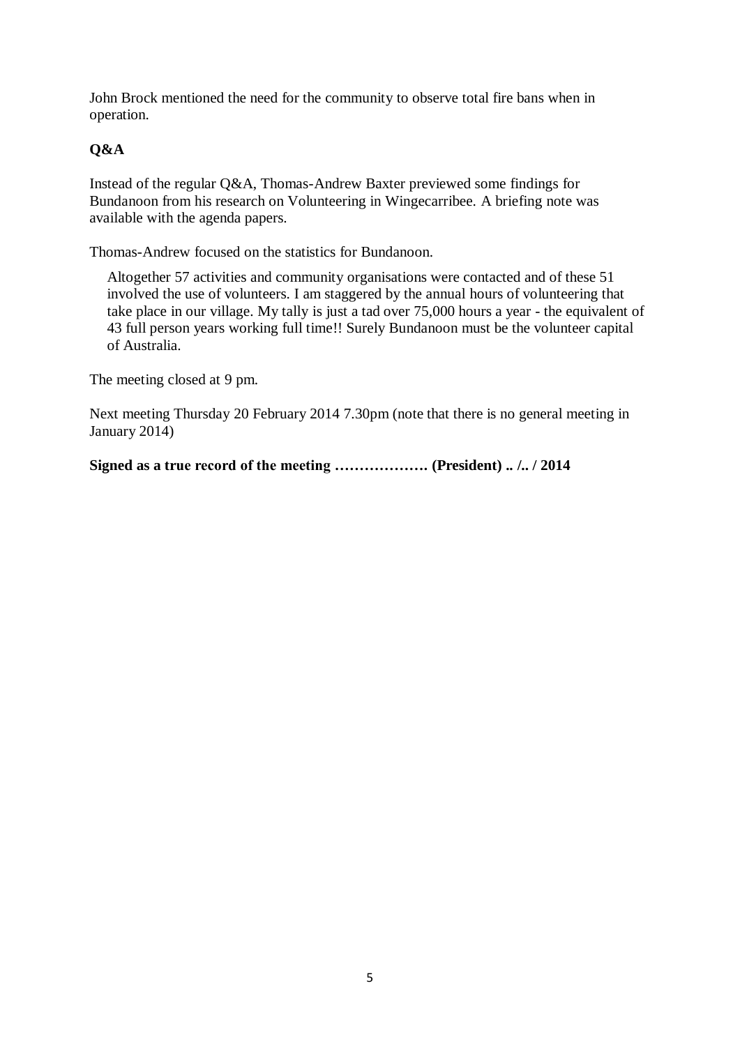John Brock mentioned the need for the community to observe total fire bans when in operation.

**Q&A**

Instead of the regular Q&A, Thomas-Andrew Baxter previewed some findings for Bundanoon from his research on Volunteering in Wingecarribee. A briefing note was available with the agenda papers.

Thomas-Andrew focused on the statistics for Bundanoon.

> Altogether 57 activities and community organisations were contacted and of these 51 involved the use of volunteers. I am staggered by the annual hours of volunteering that take place in our village. My tally is just a tad over 75,000 hours a year - the equivalent of 43 full person years working full time!! Surely Bundanoon must be the volunteer capital of Australia.

The meeting closed at 9 pm.

Next meeting Thursday 20 February 2014 7.30pm (note that there is no general meeting in January 2014)

**Signed as a true record of the meeting ………………. (President) .. /.. / 2014**